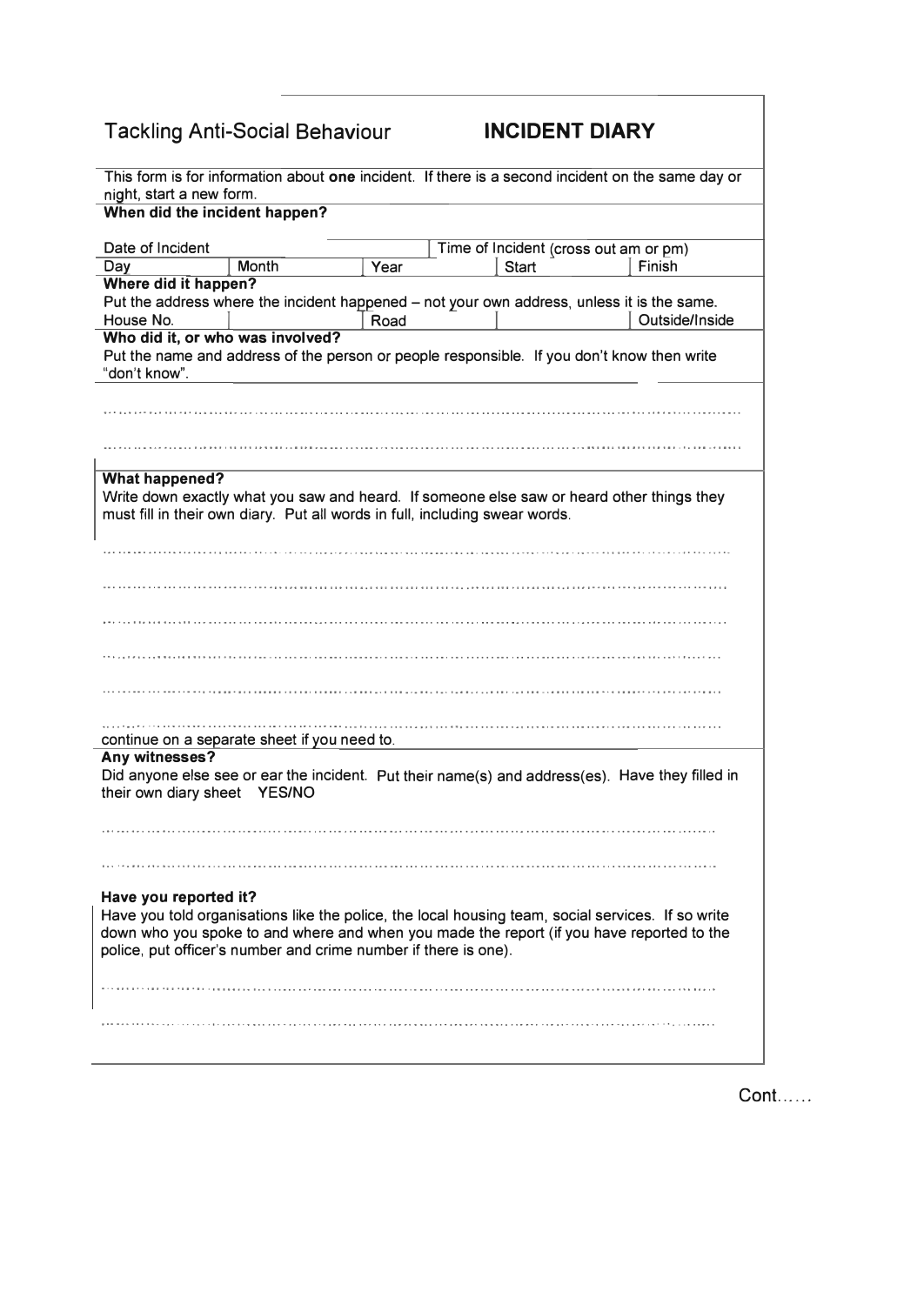# Tackling Anti-Social Behaviour — INCIDENT DIARY

This form is for information about **one** incident. If there is a second incident on the same day or night, start a new form.

**When did the incident happen?**

| Date of Incident | | | Time of Incident (cross out am or pm) | |
|---|---|---|---|---|
| Day | Month | Year | Start | Finish |

**Where did it happen?**

Put the address where the incident happened – not your own address, unless it is the same.

| House No. | Road | | Outside/Inside |
|---|---|---|---|

**Who did it, or who was involved?**

Put the name and address of the person or people responsible. If you don't know then write "don't know".

…………………………………………………………………………………………………………

…………………………………………………………………………………………………………

**What happened?**

Write down exactly what you saw and heard. If someone else saw or heard other things they must fill in their own diary. Put all words in full, including swear words.

…………………………………………………………………………………………………………

…………………………………………………………………………………………………………

…………………………………………………………………………………………………………

…………………………………………………………………………………………………………

…………………………………………………………………………………………………………

…………………………………………………………………………………………………………

continue on a separate sheet if you need to.

**Any witnesses?**

Did anyone else see or ear the incident. Put their name(s) and address(es). Have they filled in their own diary sheet YES/NO

…………………………………………………………………………………………………………

…………………………………………………………………………………………………………

**Have you reported it?**

Have you told organisations like the police, the local housing team, social services. If so write down who you spoke to and where and when you made the report (if you have reported to the police, put officer's number and crime number if there is one).

…………………………………………………………………………………………………………

…………………………………………………………………………………………………………

Cont……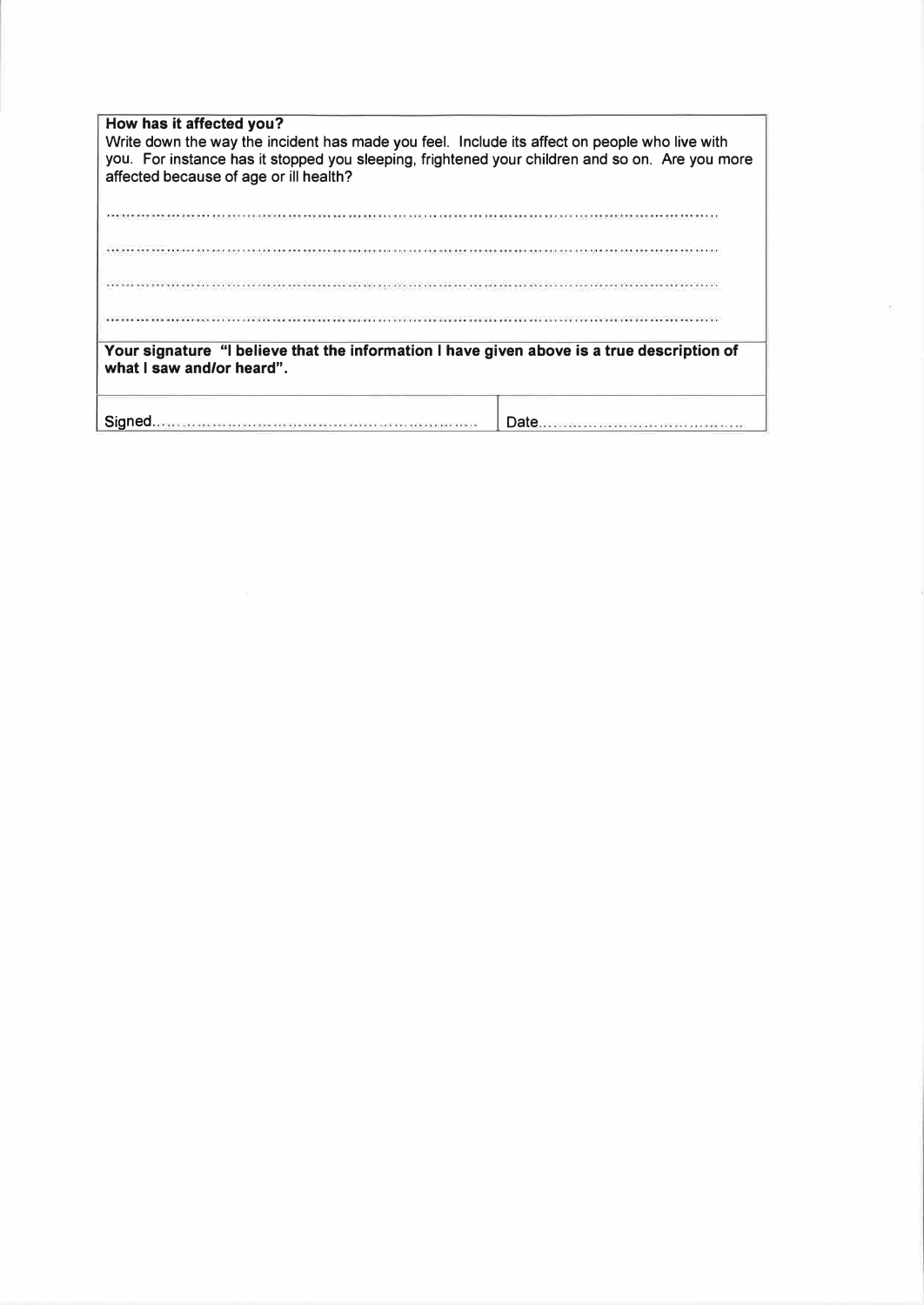**How has it affected you?**

Write down the way the incident has made you feel. Include its affect on people who live with you. For instance has it stopped you sleeping, frightened your children and so on. Are you more affected because of age or ill health?

.......................................................................................................................................

.......................................................................................................................................

.......................................................................................................................................

.......................................................................................................................................

**Your signature "I believe that the information I have given above is a true description of what I saw and/or heard".**

| | |
|---|---|
| Signed........................................................................ | Date............................................ |